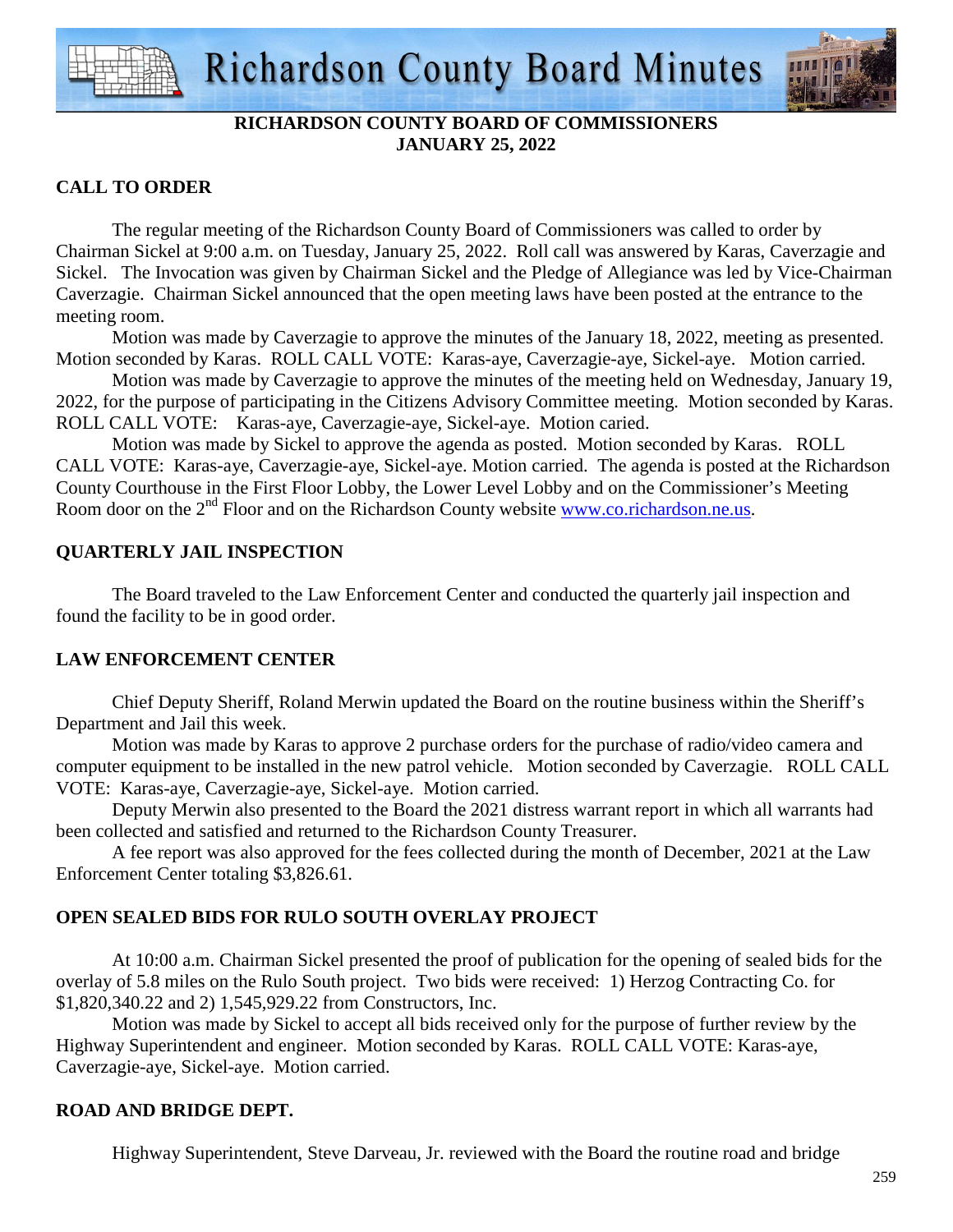# RICHARDSON COUNTY BOARD OF COMMISSIONERS
## JANUARY 25, 2022

### CALL TO ORDER

The regular meeting of the Richardson County Board of Commissioners was called to order by Chairman Sickel at 9:00 a.m. on Tuesday, January 25, 2022. Roll call was answered by Karas, Caverzagie and Sickel. The Invocation was given by Chairman Sickel and the Pledge of Allegiance was led by Vice-Chairman Caverzagie. Chairman Sickel announced that the open meeting laws have been posted at the entrance to the meeting room.

Motion was made by Caverzagie to approve the minutes of the January 18, 2022, meeting as presented. Motion seconded by Karas. ROLL CALL VOTE: Karas-aye, Caverzagie-aye, Sickel-aye. Motion carried.

Motion was made by Caverzagie to approve the minutes of the meeting held on Wednesday, January 19, 2022, for the purpose of participating in the Citizens Advisory Committee meeting. Motion seconded by Karas. ROLL CALL VOTE: Karas-aye, Caverzagie-aye, Sickel-aye. Motion caried.

Motion was made by Sickel to approve the agenda as posted. Motion seconded by Karas. ROLL CALL VOTE: Karas-aye, Caverzagie-aye, Sickel-aye. Motion carried. The agenda is posted at the Richardson County Courthouse in the First Floor Lobby, the Lower Level Lobby and on the Commissioner's Meeting Room door on the 2nd Floor and on the Richardson County website www.co.richardson.ne.us.

### QUARTERLY JAIL INSPECTION

The Board traveled to the Law Enforcement Center and conducted the quarterly jail inspection and found the facility to be in good order.

### LAW ENFORCEMENT CENTER

Chief Deputy Sheriff, Roland Merwin updated the Board on the routine business within the Sheriff's Department and Jail this week.

Motion was made by Karas to approve 2 purchase orders for the purchase of radio/video camera and computer equipment to be installed in the new patrol vehicle. Motion seconded by Caverzagie. ROLL CALL VOTE: Karas-aye, Caverzagie-aye, Sickel-aye. Motion carried.

Deputy Merwin also presented to the Board the 2021 distress warrant report in which all warrants had been collected and satisfied and returned to the Richardson County Treasurer.

A fee report was also approved for the fees collected during the month of December, 2021 at the Law Enforcement Center totaling $3,826.61.

### OPEN SEALED BIDS FOR RULO SOUTH OVERLAY PROJECT

At 10:00 a.m. Chairman Sickel presented the proof of publication for the opening of sealed bids for the overlay of 5.8 miles on the Rulo South project. Two bids were received: 1) Herzog Contracting Co. for $1,820,340.22 and 2) 1,545,929.22 from Constructors, Inc.

Motion was made by Sickel to accept all bids received only for the purpose of further review by the Highway Superintendent and engineer. Motion seconded by Karas. ROLL CALL VOTE: Karas-aye, Caverzagie-aye, Sickel-aye. Motion carried.

### ROAD AND BRIDGE DEPT.

Highway Superintendent, Steve Darveau, Jr. reviewed with the Board the routine road and bridge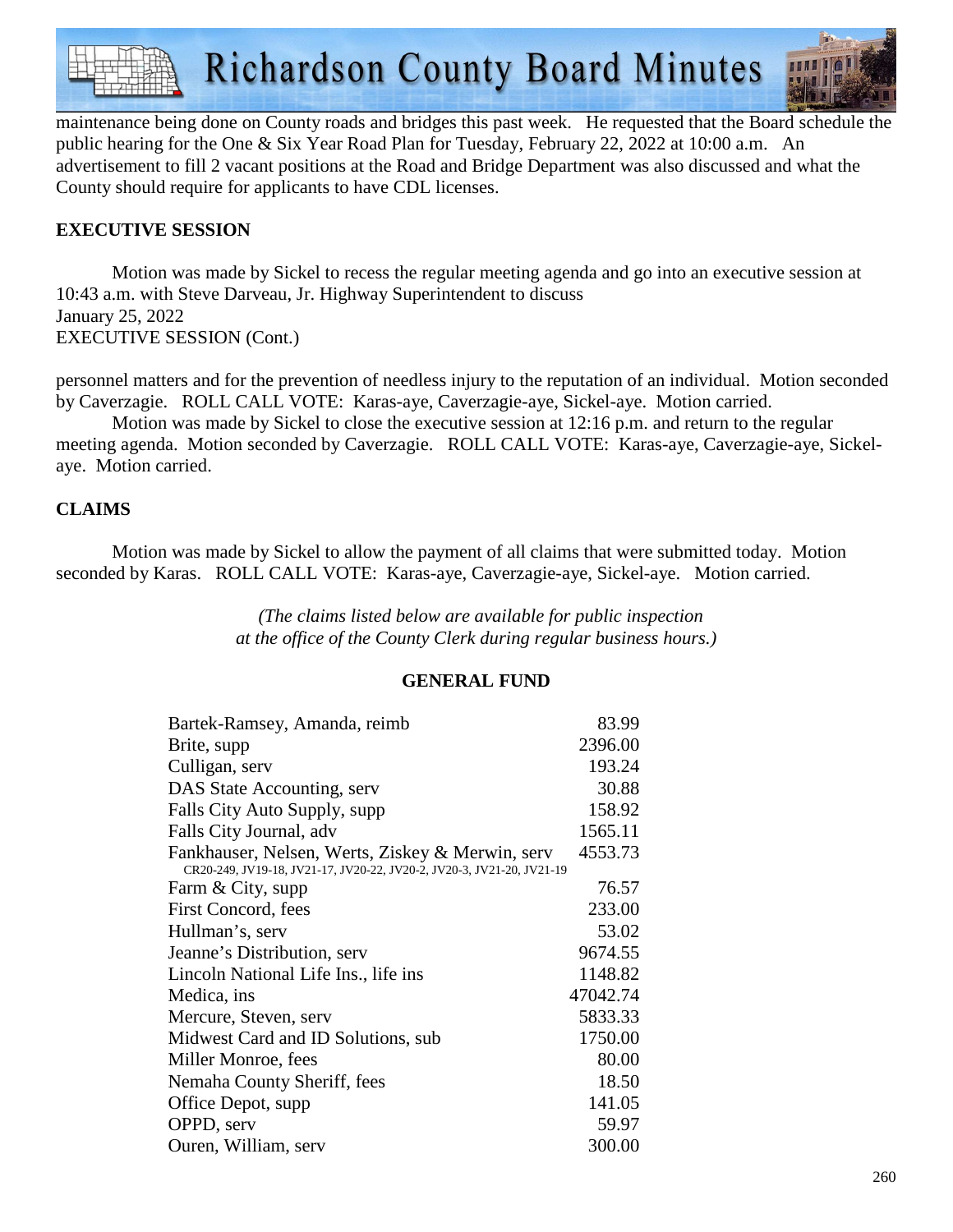maintenance being done on County roads and bridges this past week. He requested that the Board schedule the public hearing for the One & Six Year Road Plan for Tuesday, February 22, 2022 at 10:00 a.m. An advertisement to fill 2 vacant positions at the Road and Bridge Department was also discussed and what the County should require for applicants to have CDL licenses.

## EXECUTIVE SESSION

Motion was made by Sickel to recess the regular meeting agenda and go into an executive session at 10:43 a.m. with Steve Darveau, Jr. Highway Superintendent to discuss personnel matters and for the prevention of needless injury to the reputation of an individual. Motion seconded by Caverzagie. ROLL CALL VOTE: Karas-aye, Caverzagie-aye, Sickel-aye. Motion carried.

Motion was made by Sickel to close the executive session at 12:16 p.m. and return to the regular meeting agenda. Motion seconded by Caverzagie. ROLL CALL VOTE: Karas-aye, Caverzagie-aye, Sickel-aye. Motion carried.

## CLAIMS

Motion was made by Sickel to allow the payment of all claims that were submitted today. Motion seconded by Karas. ROLL CALL VOTE: Karas-aye, Caverzagie-aye, Sickel-aye. Motion carried.

*(The claims listed below are available for public inspection at the office of the County Clerk during regular business hours.)*

### GENERAL FUND

| | |
|---|---|
| Bartek-Ramsey, Amanda, reimb | 83.99 |
| Brite, supp | 2396.00 |
| Culligan, serv | 193.24 |
| DAS State Accounting, serv | 30.88 |
| Falls City Auto Supply, supp | 158.92 |
| Falls City Journal, adv | 1565.11 |
| Fankhauser, Nelsen, Werts, Ziskey & Merwin, serv<br>CR20-249, JV19-18, JV21-17, JV20-22, JV20-2, JV20-3, JV21-20, JV21-19 | 4553.73 |
| Farm & City, supp | 76.57 |
| First Concord, fees | 233.00 |
| Hullman's, serv | 53.02 |
| Jeanne's Distribution, serv | 9674.55 |
| Lincoln National Life Ins., life ins | 1148.82 |
| Medica, ins | 47042.74 |
| Mercure, Steven, serv | 5833.33 |
| Midwest Card and ID Solutions, sub | 1750.00 |
| Miller Monroe, fees | 80.00 |
| Nemaha County Sheriff, fees | 18.50 |
| Office Depot, supp | 141.05 |
| OPPD, serv | 59.97 |
| Ouren, William, serv | 300.00 |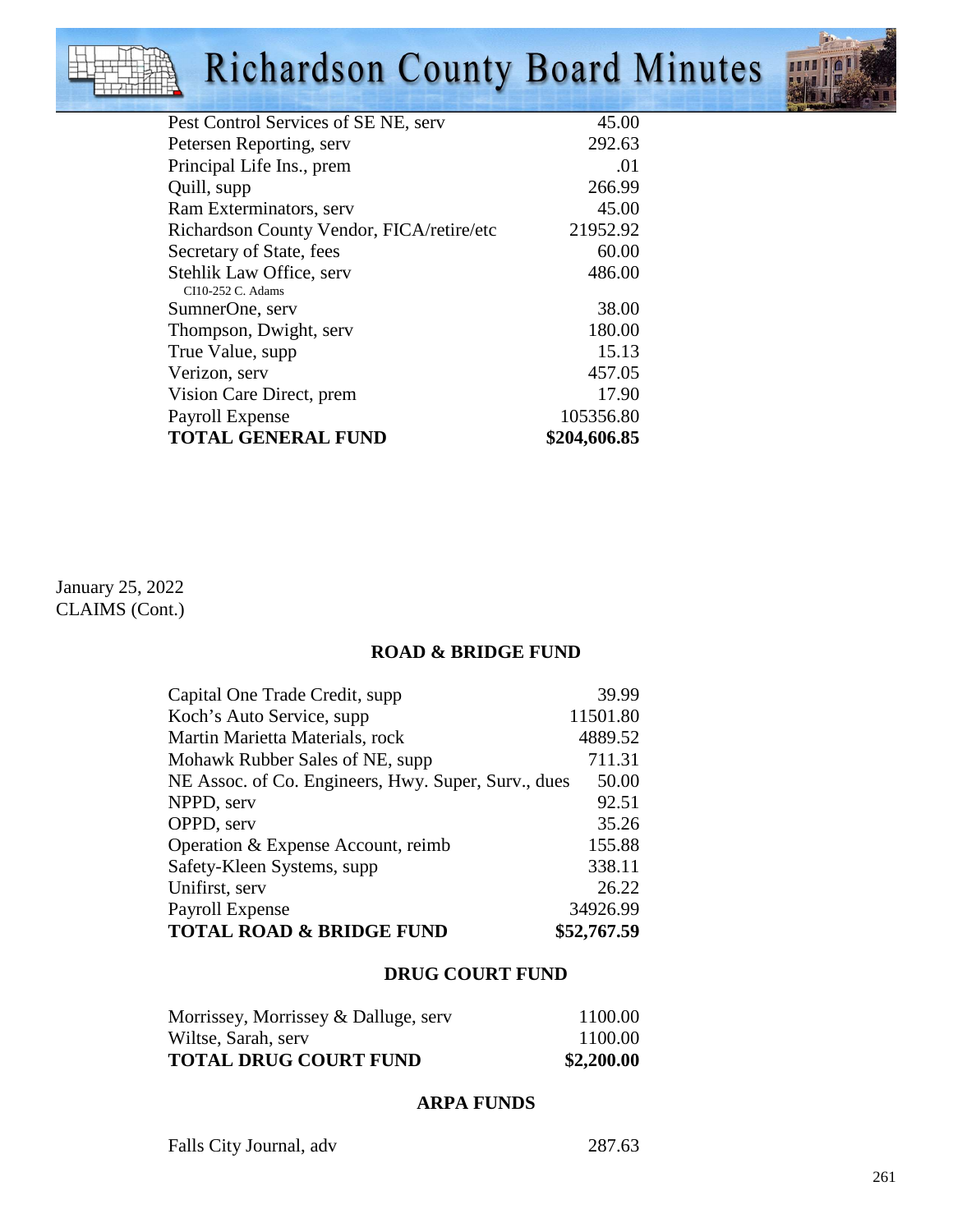| | |
|---|---|
| Pest Control Services of SE NE, serv | 45.00 |
| Petersen Reporting, serv | 292.63 |
| Principal Life Ins., prem | .01 |
| Quill, supp | 266.99 |
| Ram Exterminators, serv | 45.00 |
| Richardson County Vendor, FICA/retire/etc | 21952.92 |
| Secretary of State, fees | 60.00 |
| Stehlik Law Office, serv<br>CI10-252 C. Adams | 486.00 |
| SumnerOne, serv | 38.00 |
| Thompson, Dwight, serv | 180.00 |
| True Value, supp | 15.13 |
| Verizon, serv | 457.05 |
| Vision Care Direct, prem | 17.90 |
| Payroll Expense | 105356.80 |
| **TOTAL GENERAL FUND** | **$204,606.85** |

January 25, 2022
CLAIMS (Cont.)

### ROAD & BRIDGE FUND

| | |
|---|---|
| Capital One Trade Credit, supp | 39.99 |
| Koch's Auto Service, supp | 11501.80 |
| Martin Marietta Materials, rock | 4889.52 |
| Mohawk Rubber Sales of NE, supp | 711.31 |
| NE Assoc. of Co. Engineers, Hwy. Super, Surv., dues | 50.00 |
| NPPD, serv | 92.51 |
| OPPD, serv | 35.26 |
| Operation & Expense Account, reimb | 155.88 |
| Safety-Kleen Systems, supp | 338.11 |
| Unifirst, serv | 26.22 |
| Payroll Expense | 34926.99 |
| **TOTAL ROAD & BRIDGE FUND** | **$52,767.59** |

### DRUG COURT FUND

| | |
|---|---|
| Morrissey, Morrissey & Dalluge, serv | 1100.00 |
| Wiltse, Sarah, serv | 1100.00 |
| **TOTAL DRUG COURT FUND** | **$2,200.00** |

### ARPA FUNDS

| | |
|---|---|
| Falls City Journal, adv | 287.63 |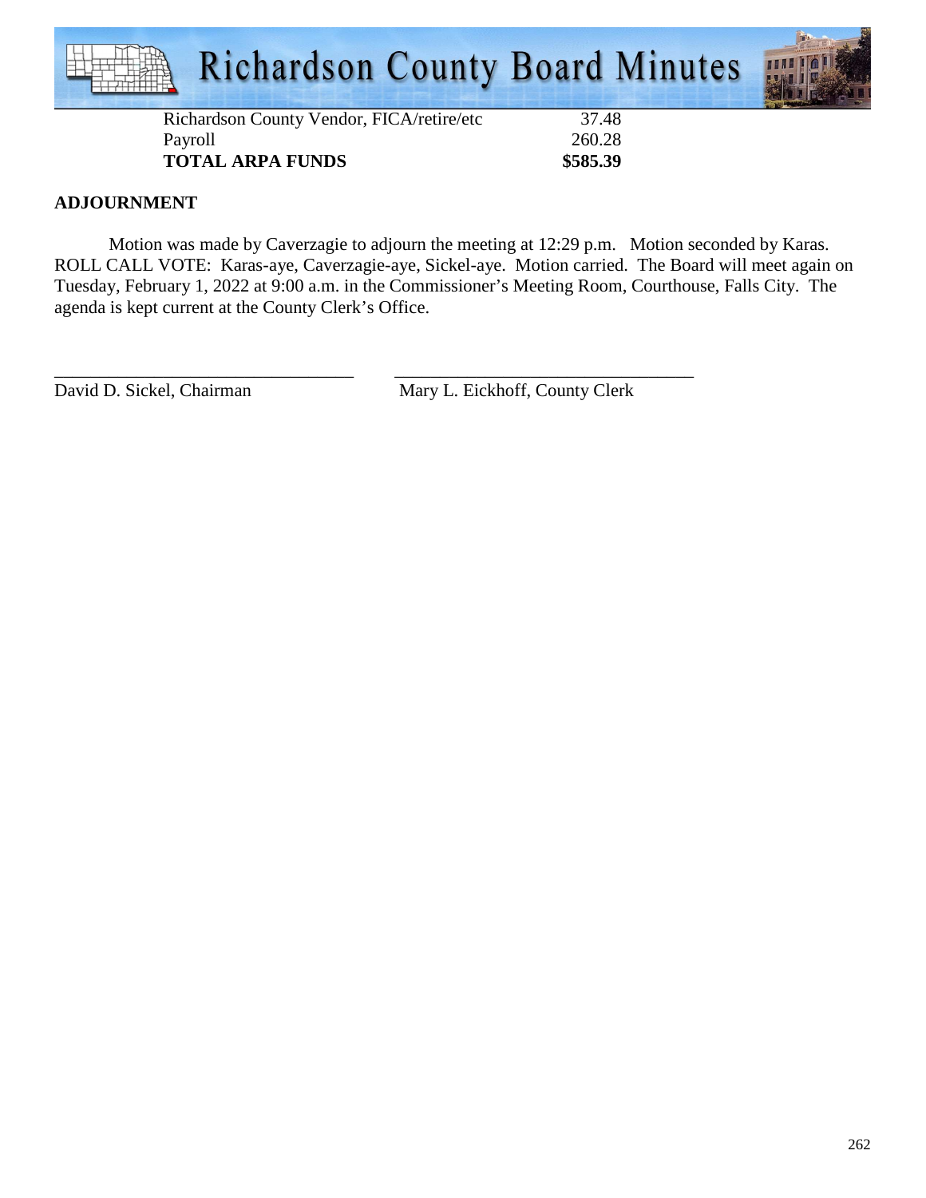| | |
|---|---|
| Richardson County Vendor, FICA/retire/etc | 37.48 |
| Payroll | 260.28 |
| **TOTAL ARPA FUNDS** | **$585.39** |

**ADJOURNMENT**

Motion was made by Caverzagie to adjourn the meeting at 12:29 p.m. Motion seconded by Karas. ROLL CALL VOTE: Karas-aye, Caverzagie-aye, Sickel-aye. Motion carried. The Board will meet again on Tuesday, February 1, 2022 at 9:00 a.m. in the Commissioner's Meeting Room, Courthouse, Falls City. The agenda is kept current at the County Clerk's Office.

\_\_\_\_\_\_\_\_\_\_\_\_\_\_\_\_\_\_\_\_\_\_\_\_\_\_\_\_\_\_\_\_\_\_ \_\_\_\_\_\_\_\_\_\_\_\_\_\_\_\_\_\_\_\_\_\_\_\_\_\_\_\_\_\_\_\_\_\_

David D. Sickel, Chairman Mary L. Eickhoff, County Clerk